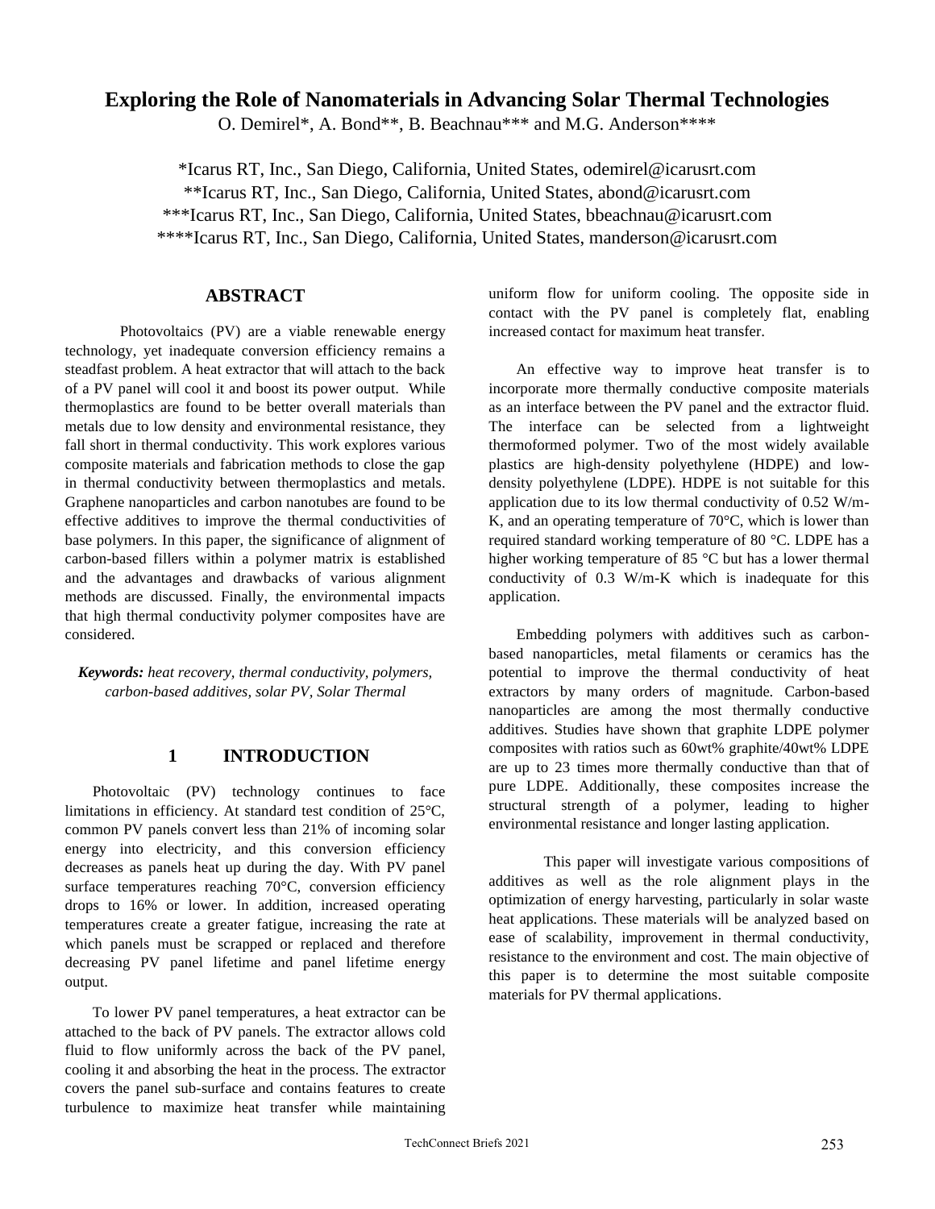# Exploring the Role of Nanomaterials in Advancing Solar Thermal Technologies

O. Demirel*, A. Bond**, B. Beachnau*** and M.G. Anderson****

*Icarus RT, Inc., San Diego, California, United States, odemirel@icarusrt.com
**Icarus RT, Inc., San Diego, California, United States, abond@icarusrt.com
***Icarus RT, Inc., San Diego, California, United States, bbeachnau@icarusrt.com
****Icarus RT, Inc., San Diego, California, United States, manderson@icarusrt.com

## ABSTRACT

Photovoltaics (PV) are a viable renewable energy technology, yet inadequate conversion efficiency remains a steadfast problem. A heat extractor that will attach to the back of a PV panel will cool it and boost its power output. While thermoplastics are found to be better overall materials than metals due to low density and environmental resistance, they fall short in thermal conductivity. This work explores various composite materials and fabrication methods to close the gap in thermal conductivity between thermoplastics and metals. Graphene nanoparticles and carbon nanotubes are found to be effective additives to improve the thermal conductivities of base polymers. In this paper, the significance of alignment of carbon-based fillers within a polymer matrix is established and the advantages and drawbacks of various alignment methods are discussed. Finally, the environmental impacts that high thermal conductivity polymer composites have are considered.

***Keywords:*** *heat recovery, thermal conductivity, polymers, carbon-based additives, solar PV, Solar Thermal*

## 1 INTRODUCTION

Photovoltaic (PV) technology continues to face limitations in efficiency. At standard test condition of 25°C, common PV panels convert less than 21% of incoming solar energy into electricity, and this conversion efficiency decreases as panels heat up during the day. With PV panel surface temperatures reaching 70°C, conversion efficiency drops to 16% or lower. In addition, increased operating temperatures create a greater fatigue, increasing the rate at which panels must be scrapped or replaced and therefore decreasing PV panel lifetime and panel lifetime energy output.

To lower PV panel temperatures, a heat extractor can be attached to the back of PV panels. The extractor allows cold fluid to flow uniformly across the back of the PV panel, cooling it and absorbing the heat in the process. The extractor covers the panel sub-surface and contains features to create turbulence to maximize heat transfer while maintaining uniform flow for uniform cooling. The opposite side in contact with the PV panel is completely flat, enabling increased contact for maximum heat transfer.

An effective way to improve heat transfer is to incorporate more thermally conductive composite materials as an interface between the PV panel and the extractor fluid. The interface can be selected from a lightweight thermoformed polymer. Two of the most widely available plastics are high-density polyethylene (HDPE) and low-density polyethylene (LDPE). HDPE is not suitable for this application due to its low thermal conductivity of 0.52 W/m-K, and an operating temperature of 70°C, which is lower than required standard working temperature of 80 °C. LDPE has a higher working temperature of 85 °C but has a lower thermal conductivity of 0.3 W/m-K which is inadequate for this application.

Embedding polymers with additives such as carbon-based nanoparticles, metal filaments or ceramics has the potential to improve the thermal conductivity of heat extractors by many orders of magnitude. Carbon-based nanoparticles are among the most thermally conductive additives. Studies have shown that graphite LDPE polymer composites with ratios such as 60wt% graphite/40wt% LDPE are up to 23 times more thermally conductive than that of pure LDPE. Additionally, these composites increase the structural strength of a polymer, leading to higher environmental resistance and longer lasting application.

This paper will investigate various compositions of additives as well as the role alignment plays in the optimization of energy harvesting, particularly in solar waste heat applications. These materials will be analyzed based on ease of scalability, improvement in thermal conductivity, resistance to the environment and cost. The main objective of this paper is to determine the most suitable composite materials for PV thermal applications.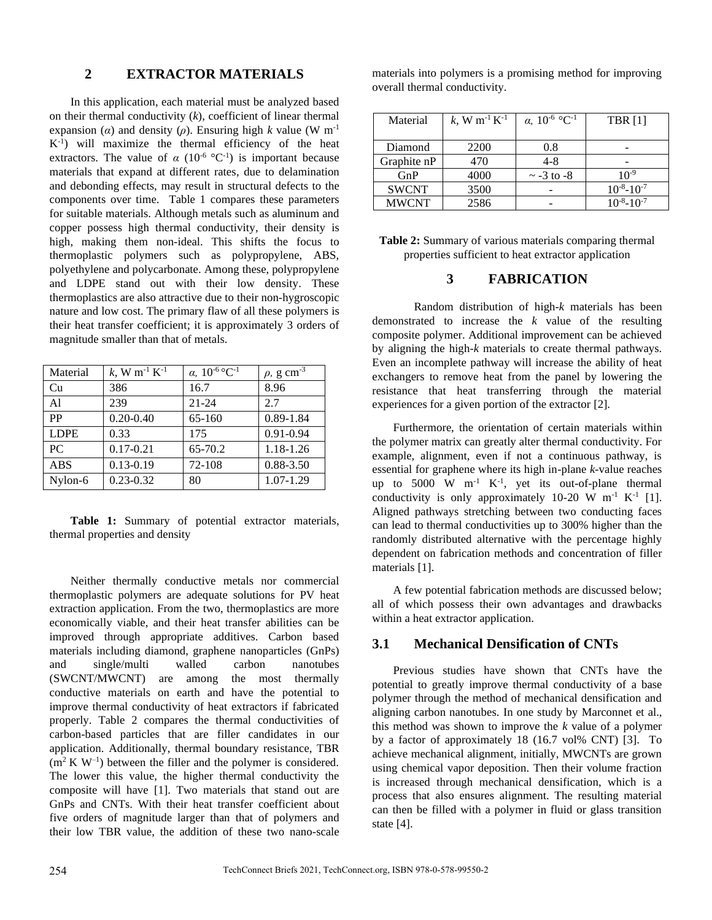## 2 EXTRACTOR MATERIALS

In this application, each material must be analyzed based on their thermal conductivity (*k*), coefficient of linear thermal expansion ($\alpha$) and density ($\rho$). Ensuring high *k* value (W $m^{-1}$ $K^{-1}$) will maximize the thermal efficiency of the heat extractors. The value of $\alpha$ ($10^{-6}$ °$C^{-1}$) is important because materials that expand at different rates, due to delamination and debonding effects, may result in structural defects to the components over time. Table 1 compares these parameters for suitable materials. Although metals such as aluminum and copper possess high thermal conductivity, their density is high, making them non-ideal. This shifts the focus to thermoplastic polymers such as polypropylene, ABS, polyethylene and polycarbonate. Among these, polypropylene and LDPE stand out with their low density. These thermoplastics are also attractive due to their non-hygroscopic nature and low cost. The primary flaw of all these polymers is their heat transfer coefficient; it is approximately 3 orders of magnitude smaller than that of metals.

| Material | *k*, W $m^{-1}$ $K^{-1}$ | $\alpha$, $10^{-6}$ °$C^{-1}$ | $\rho$, g $cm^{-3}$ |
|---|---|---|---|
| Cu | 386 | 16.7 | 8.96 |
| Al | 239 | 21-24 | 2.7 |
| PP | 0.20-0.40 | 65-160 | 0.89-1.84 |
| LDPE | 0.33 | 175 | 0.91-0.94 |
| PC | 0.17-0.21 | 65-70.2 | 1.18-1.26 |
| ABS | 0.13-0.19 | 72-108 | 0.88-3.50 |
| Nylon-6 | 0.23-0.32 | 80 | 1.07-1.29 |

**Table 1:** Summary of potential extractor materials, thermal properties and density

Neither thermally conductive metals nor commercial thermoplastic polymers are adequate solutions for PV heat extraction application. From the two, thermoplastics are more economically viable, and their heat transfer abilities can be improved through appropriate additives. Carbon based materials including diamond, graphene nanoparticles (GnPs) and single/multi walled carbon nanotubes (SWCNT/MWCNT) are among the most thermally conductive materials on earth and have the potential to improve thermal conductivity of heat extractors if fabricated properly. Table 2 compares the thermal conductivities of carbon-based particles that are filler candidates in our application. Additionally, thermal boundary resistance, TBR ($m^2$ K $W^{-1}$) between the filler and the polymer is considered. The lower this value, the higher thermal conductivity the composite will have [1]. Two materials that stand out are GnPs and CNTs. With their heat transfer coefficient about five orders of magnitude larger than that of polymers and their low TBR value, the addition of these two nano-scale materials into polymers is a promising method for improving overall thermal conductivity.

| Material | *k*, W $m^{-1}$ $K^{-1}$ | $\alpha$, $10^{-6}$ °$C^{-1}$ | TBR [1] |
|---|---|---|---|
| Diamond | 2200 | 0.8 | - |
| Graphite nP | 470 | 4-8 | - |
| GnP | 4000 | ~ -3 to -8 | $10^{-9}$ |
| SWCNT | 3500 | - | $10^{-8}$-$10^{-7}$ |
| MWCNT | 2586 | - | $10^{-8}$-$10^{-7}$ |

**Table 2:** Summary of various materials comparing thermal properties sufficient to heat extractor application

## 3 FABRICATION

Random distribution of high-*k* materials has been demonstrated to increase the *k* value of the resulting composite polymer. Additional improvement can be achieved by aligning the high-*k* materials to create thermal pathways. Even an incomplete pathway will increase the ability of heat exchangers to remove heat from the panel by lowering the resistance that heat transferring through the material experiences for a given portion of the extractor [2].

Furthermore, the orientation of certain materials within the polymer matrix can greatly alter thermal conductivity. For example, alignment, even if not a continuous pathway, is essential for graphene where its high in-plane *k*-value reaches up to 5000 W $m^{-1}$ $K^{-1}$, yet its out-of-plane thermal conductivity is only approximately 10-20 W $m^{-1}$ $K^{-1}$ [1]. Aligned pathways stretching between two conducting faces can lead to thermal conductivities up to 300% higher than the randomly distributed alternative with the percentage highly dependent on fabrication methods and concentration of filler materials [1].

A few potential fabrication methods are discussed below; all of which possess their own advantages and drawbacks within a heat extractor application.

### 3.1 Mechanical Densification of CNTs

Previous studies have shown that CNTs have the potential to greatly improve thermal conductivity of a base polymer through the method of mechanical densification and aligning carbon nanotubes. In one study by Marconnet et al., this method was shown to improve the *k* value of a polymer by a factor of approximately 18 (16.7 vol% CNT) [3]. To achieve mechanical alignment, initially, MWCNTs are grown using chemical vapor deposition. Then their volume fraction is increased through mechanical densification, which is a process that also ensures alignment. The resulting material can then be filled with a polymer in fluid or glass transition state [4].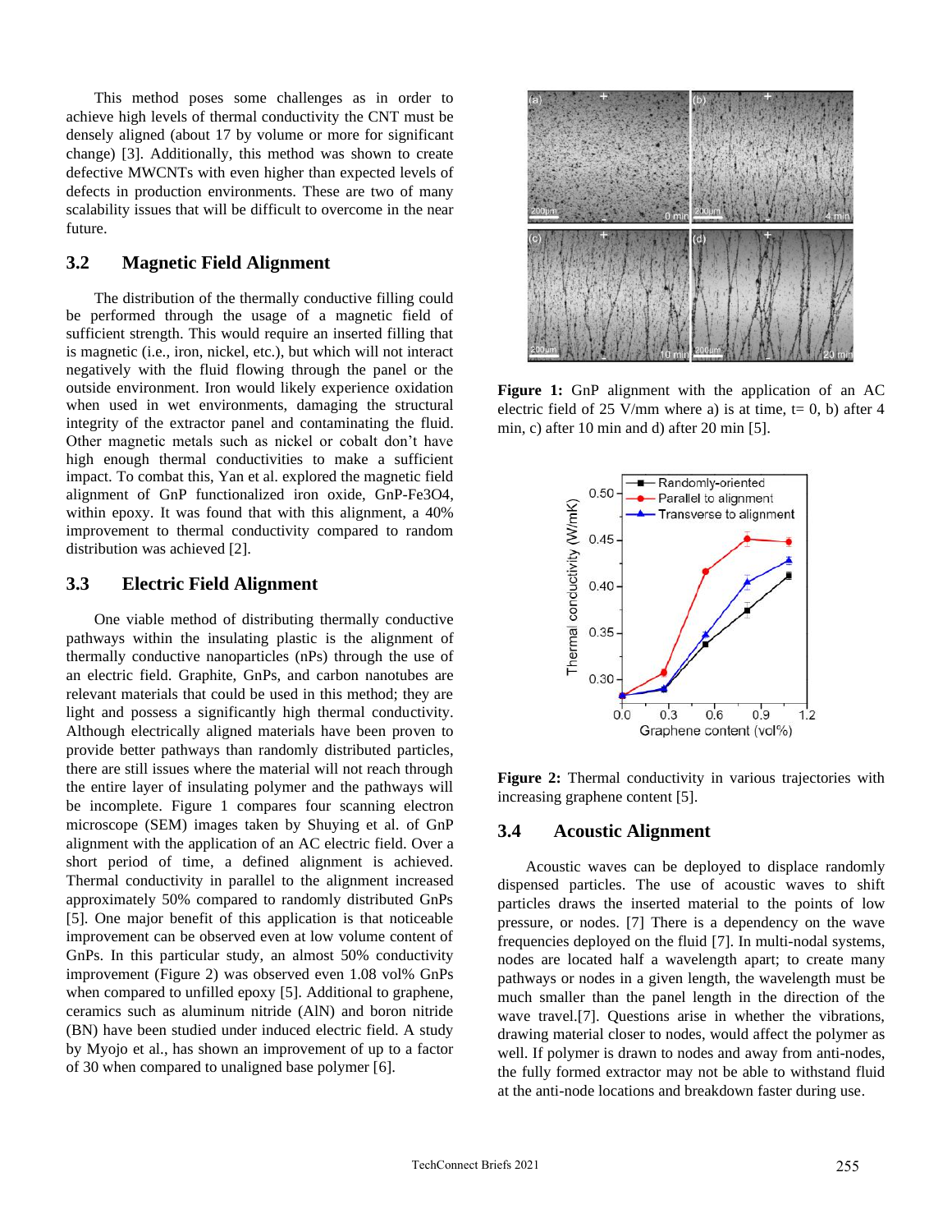This method poses some challenges as in order to achieve high levels of thermal conductivity the CNT must be densely aligned (about 17 by volume or more for significant change) [3]. Additionally, this method was shown to create defective MWCNTs with even higher than expected levels of defects in production environments. These are two of many scalability issues that will be difficult to overcome in the near future.

## 3.2 Magnetic Field Alignment

The distribution of the thermally conductive filling could be performed through the usage of a magnetic field of sufficient strength. This would require an inserted filling that is magnetic (i.e., iron, nickel, etc.), but which will not interact negatively with the fluid flowing through the panel or the outside environment. Iron would likely experience oxidation when used in wet environments, damaging the structural integrity of the extractor panel and contaminating the fluid. Other magnetic metals such as nickel or cobalt don't have high enough thermal conductivities to make a sufficient impact. To combat this, Yan et al. explored the magnetic field alignment of GnP functionalized iron oxide, GnP-$Fe_3O_4$, within epoxy. It was found that with this alignment, a 40% improvement to thermal conductivity compared to random distribution was achieved [2].

## 3.3 Electric Field Alignment

One viable method of distributing thermally conductive pathways within the insulating plastic is the alignment of thermally conductive nanoparticles (nPs) through the use of an electric field. Graphite, GnPs, and carbon nanotubes are relevant materials that could be used in this method; they are light and possess a significantly high thermal conductivity. Although electrically aligned materials have been proven to provide better pathways than randomly distributed particles, there are still issues where the material will not reach through the entire layer of insulating polymer and the pathways will be incomplete. Figure 1 compares four scanning electron microscope (SEM) images taken by Shuying et al. of GnP alignment with the application of an AC electric field. Over a short period of time, a defined alignment is achieved. Thermal conductivity in parallel to the alignment increased approximately 50% compared to randomly distributed GnPs [5]. One major benefit of this application is that noticeable improvement can be observed even at low volume content of GnPs. In this particular study, an almost 50% conductivity improvement (Figure 2) was observed even 1.08 vol% GnPs when compared to unfilled epoxy [5]. Additional to graphene, ceramics such as aluminum nitride (AlN) and boron nitride (BN) have been studied under induced electric field. A study by Myojo et al., has shown an improvement of up to a factor of 30 when compared to unaligned base polymer [6].

**Figure 1:** GnP alignment with the application of an AC electric field of 25 V/mm where a) is at time, t= 0, b) after 4 min, c) after 10 min and d) after 20 min [5].

**Figure 2:** Thermal conductivity in various trajectories with increasing graphene content [5].

## 3.4 Acoustic Alignment

Acoustic waves can be deployed to displace randomly dispensed particles. The use of acoustic waves to shift particles draws the inserted material to the points of low pressure, or nodes. [7] There is a dependency on the wave frequencies deployed on the fluid [7]. In multi-nodal systems, nodes are located half a wavelength apart; to create many pathways or nodes in a given length, the wavelength must be much smaller than the panel length in the direction of the wave travel.[7]. Questions arise in whether the vibrations, drawing material closer to nodes, would affect the polymer as well. If polymer is drawn to nodes and away from anti-nodes, the fully formed extractor may not be able to withstand fluid at the anti-node locations and breakdown faster during use.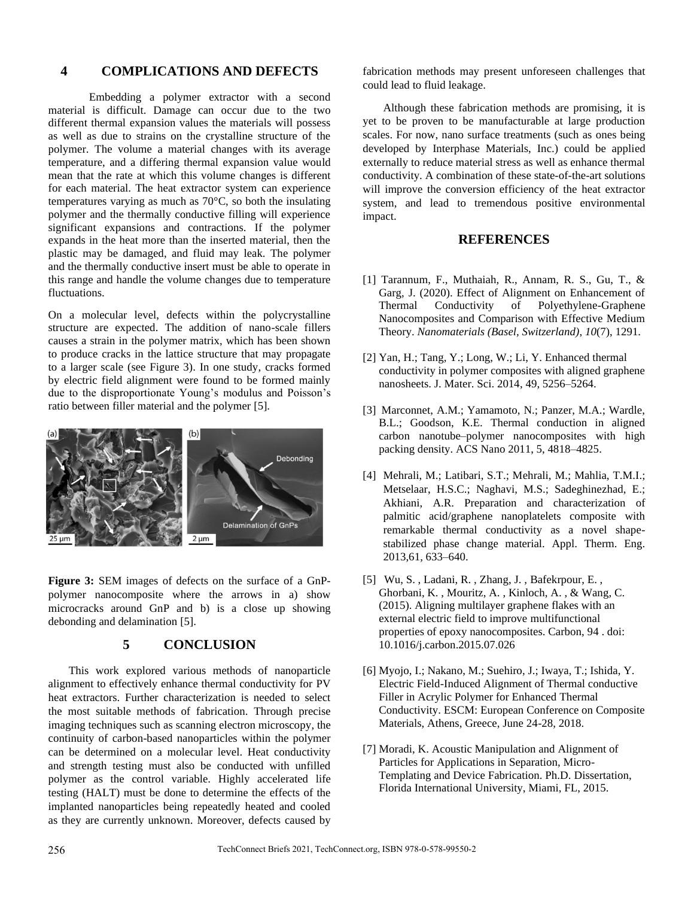## 4 COMPLICATIONS AND DEFECTS

Embedding a polymer extractor with a second material is difficult. Damage can occur due to the two different thermal expansion values the materials will possess as well as due to strains on the crystalline structure of the polymer. The volume a material changes with its average temperature, and a differing thermal expansion value would mean that the rate at which this volume changes is different for each material. The heat extractor system can experience temperatures varying as much as 70°C, so both the insulating polymer and the thermally conductive filling will experience significant expansions and contractions. If the polymer expands in the heat more than the inserted material, then the plastic may be damaged, and fluid may leak. The polymer and the thermally conductive insert must be able to operate in this range and handle the volume changes due to temperature fluctuations.

On a molecular level, defects within the polycrystalline structure are expected. The addition of nano-scale fillers causes a strain in the polymer matrix, which has been shown to produce cracks in the lattice structure that may propagate to a larger scale (see Figure 3). In one study, cracks formed by electric field alignment were found to be formed mainly due to the disproportionate Young's modulus and Poisson's ratio between filler material and the polymer [5].

(a)
25 μm
(b)
Debonding
Delamination of GnPs
2 μm

**Figure 3:** SEM images of defects on the surface of a GnP-polymer nanocomposite where the arrows in a) show microcracks around GnP and b) is a close up showing debonding and delamination [5].

## 5 CONCLUSION

This work explored various methods of nanoparticle alignment to effectively enhance thermal conductivity for PV heat extractors. Further characterization is needed to select the most suitable methods of fabrication. Through precise imaging techniques such as scanning electron microscopy, the continuity of carbon-based nanoparticles within the polymer can be determined on a molecular level. Heat conductivity and strength testing must also be conducted with unfilled polymer as the control variable. Highly accelerated life testing (HALT) must be done to determine the effects of the implanted nanoparticles being repeatedly heated and cooled as they are currently unknown. Moreover, defects caused by fabrication methods may present unforeseen challenges that could lead to fluid leakage.

Although these fabrication methods are promising, it is yet to be proven to be manufacturable at large production scales. For now, nano surface treatments (such as ones being developed by Interphase Materials, Inc.) could be applied externally to reduce material stress as well as enhance thermal conductivity. A combination of these state-of-the-art solutions will improve the conversion efficiency of the heat extractor system, and lead to tremendous positive environmental impact.

## REFERENCES

[1] Tarannum, F., Muthaiah, R., Annam, R. S., Gu, T., & Garg, J. (2020). Effect of Alignment on Enhancement of Thermal Conductivity of Polyethylene-Graphene Nanocomposites and Comparison with Effective Medium Theory. *Nanomaterials (Basel, Switzerland)*, *10*(7), 1291.

[2] Yan, H.; Tang, Y.; Long, W.; Li, Y. Enhanced thermal conductivity in polymer composites with aligned graphene nanosheets. J. Mater. Sci. 2014, 49, 5256–5264.

[3] Marconnet, A.M.; Yamamoto, N.; Panzer, M.A.; Wardle, B.L.; Goodson, K.E. Thermal conduction in aligned carbon nanotube–polymer nanocomposites with high packing density. ACS Nano 2011, 5, 4818–4825.

[4] Mehrali, M.; Latibari, S.T.; Mehrali, M.; Mahlia, T.M.I.; Metselaar, H.S.C.; Naghavi, M.S.; Sadeghinezhad, E.; Akhiani, A.R. Preparation and characterization of palmitic acid/graphene nanoplatelets composite with remarkable thermal conductivity as a novel shape-stabilized phase change material. Appl. Therm. Eng. 2013,61, 633–640.

[5] Wu, S. , Ladani, R. , Zhang, J. , Bafekrpour, E. , Ghorbani, K. , Mouritz, A. , Kinloch, A. , & Wang, C. (2015). Aligning multilayer graphene flakes with an external electric field to improve multifunctional properties of epoxy nanocomposites. Carbon, 94 . doi: 10.1016/j.carbon.2015.07.026

[6] Myojo, I.; Nakano, M.; Suehiro, J.; Iwaya, T.; Ishida, Y. Electric Field-Induced Alignment of Thermal conductive Filler in Acrylic Polymer for Enhanced Thermal Conductivity. ESCM: European Conference on Composite Materials, Athens, Greece, June 24-28, 2018.

[7] Moradi, K. Acoustic Manipulation and Alignment of Particles for Applications in Separation, Micro-Templating and Device Fabrication. Ph.D. Dissertation, Florida International University, Miami, FL, 2015.